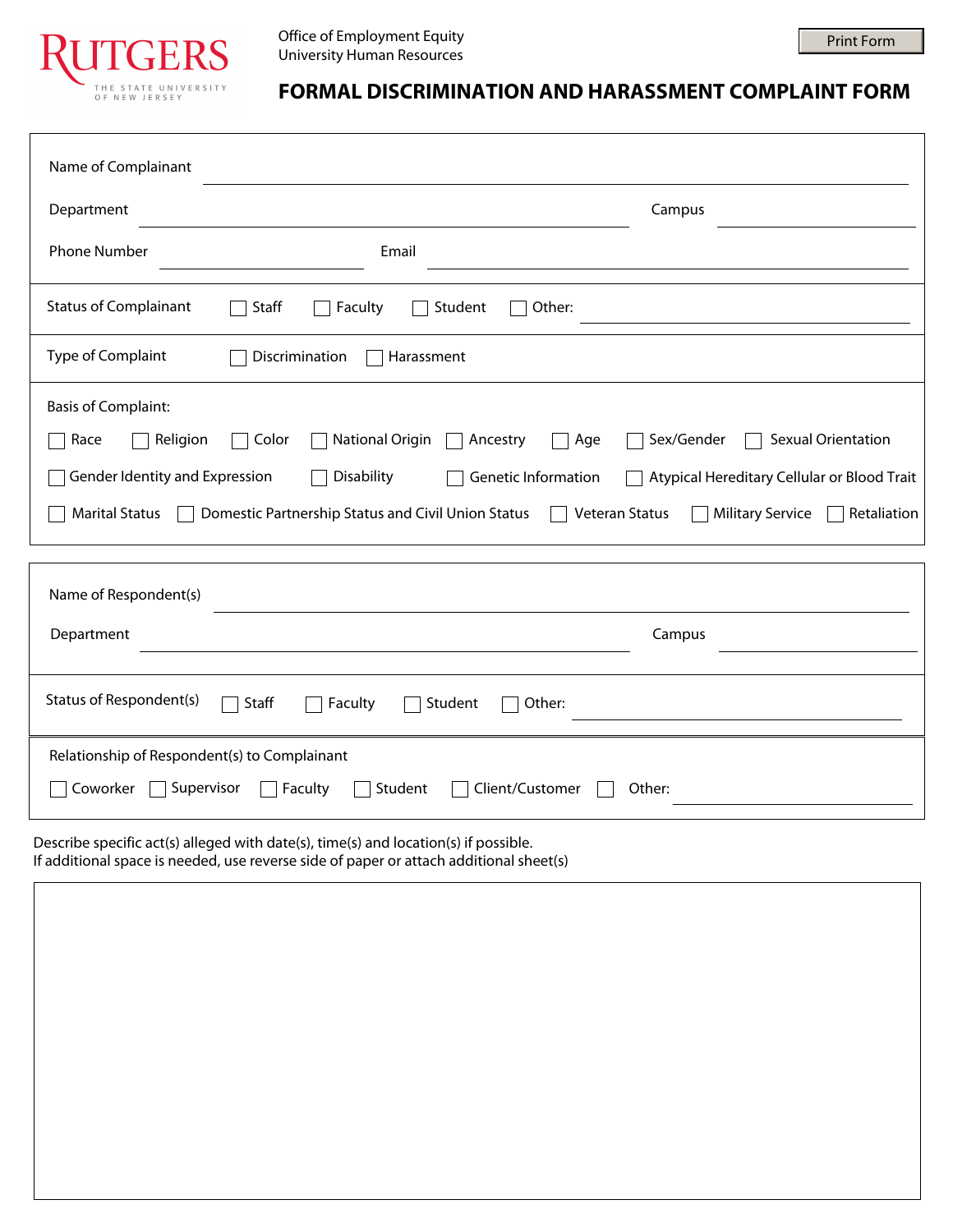RUTGERS
THE STATE UNIVERSITY OF NEW JERSEY

Office of Employment Equity
University Human Resources

# FORMAL DISCRIMINATION AND HARASSMENT COMPLAINT FORM

Name of Complainant ______________________________

Department ______________________________ Campus ______________

Phone Number ______________ Email ______________________________

Status of Complainant ☐ Staff ☐ Faculty ☐ Student ☐ Other: ______________

Type of Complaint ☐ Discrimination ☐ Harassment

Basis of Complaint:

☐ Race ☐ Religion ☐ Color ☐ National Origin ☐ Ancestry ☐ Age ☐ Sex/Gender ☐ Sexual Orientation

☐ Gender Identity and Expression ☐ Disability ☐ Genetic Information ☐ Atypical Hereditary Cellular or Blood Trait

☐ Marital Status ☐ Domestic Partnership Status and Civil Union Status ☐ Veteran Status ☐ Military Service ☐ Retaliation

Name of Respondent(s) ______________________________

Department ______________________________ Campus ______________

Status of Respondent(s) ☐ Staff ☐ Faculty ☐ Student ☐ Other: ______________

Relationship of Respondent(s) to Complainant

☐ Coworker ☐ Supervisor ☐ Faculty ☐ Student ☐ Client/Customer ☐ Other: ______________

Describe specific act(s) alleged with date(s), time(s) and location(s) if possible.
If additional space is needed, use reverse side of paper or attach additional sheet(s)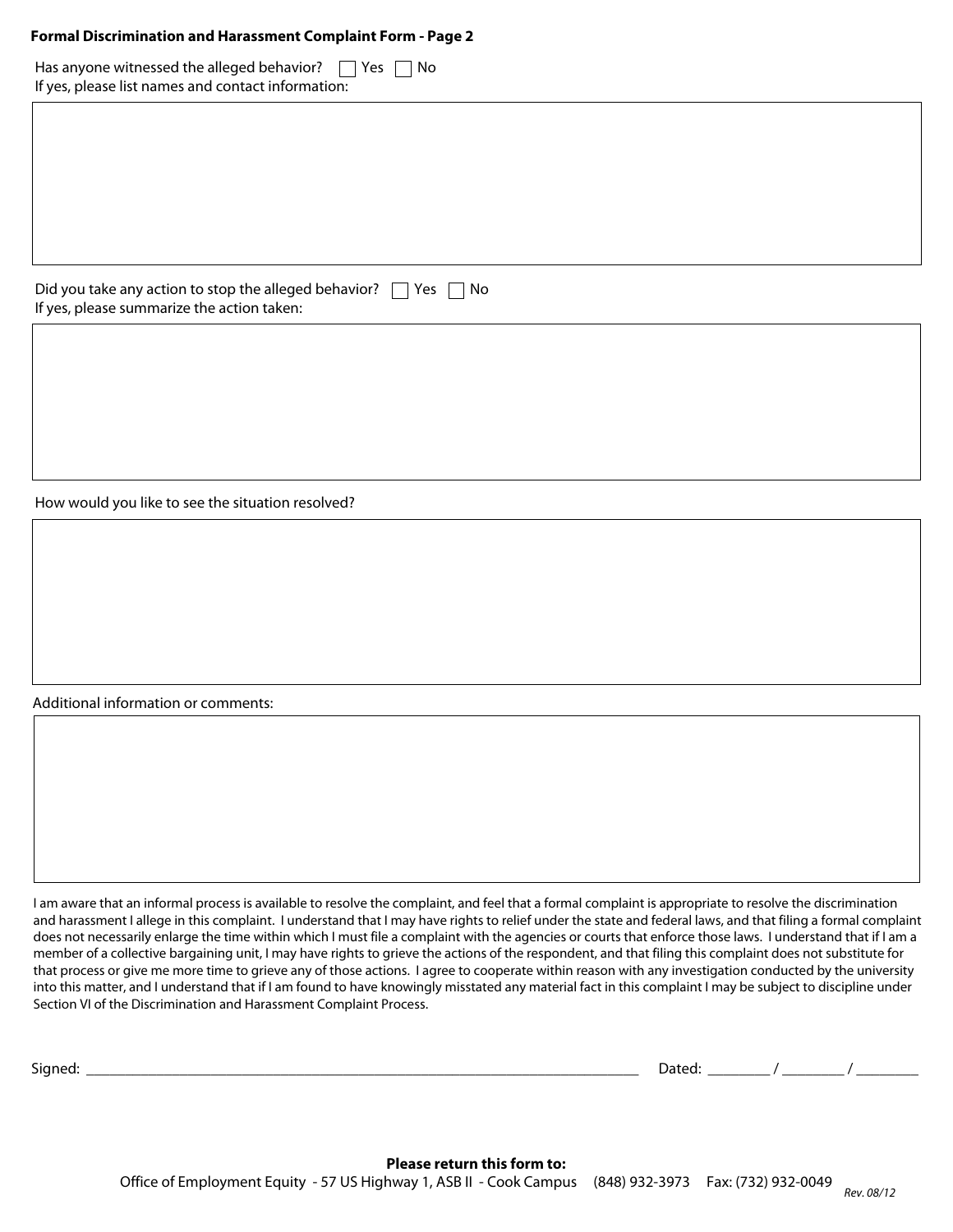**Formal Discrimination and Harassment Complaint Form - Page 2**

Has anyone witnessed the alleged behavior? ☐ Yes ☐ No
If yes, please list names and contact information:

Did you take any action to stop the alleged behavior? ☐ Yes ☐ No
If yes, please summarize the action taken:

How would you like to see the situation resolved?

Additional information or comments:

I am aware that an informal process is available to resolve the complaint, and feel that a formal complaint is appropriate to resolve the discrimination and harassment I allege in this complaint. I understand that I may have rights to relief under the state and federal laws, and that filing a formal complaint does not necessarily enlarge the time within which I must file a complaint with the agencies or courts that enforce those laws. I understand that if I am a member of a collective bargaining unit, I may have rights to grieve the actions of the respondent, and that filing this complaint does not substitute for that process or give me more time to grieve any of those actions. I agree to cooperate within reason with any investigation conducted by the university into this matter, and I understand that if I am found to have knowingly misstated any material fact in this complaint I may be subject to discipline under Section VI of the Discrimination and Harassment Complaint Process.

Signed: ______________________________ Dated: ________ / ________ / ________

**Please return this form to:**
Office of Employment Equity - 57 US Highway 1, ASB II - Cook Campus (848) 932-3973 Fax: (732) 932-0049

*Rev. 08/12*